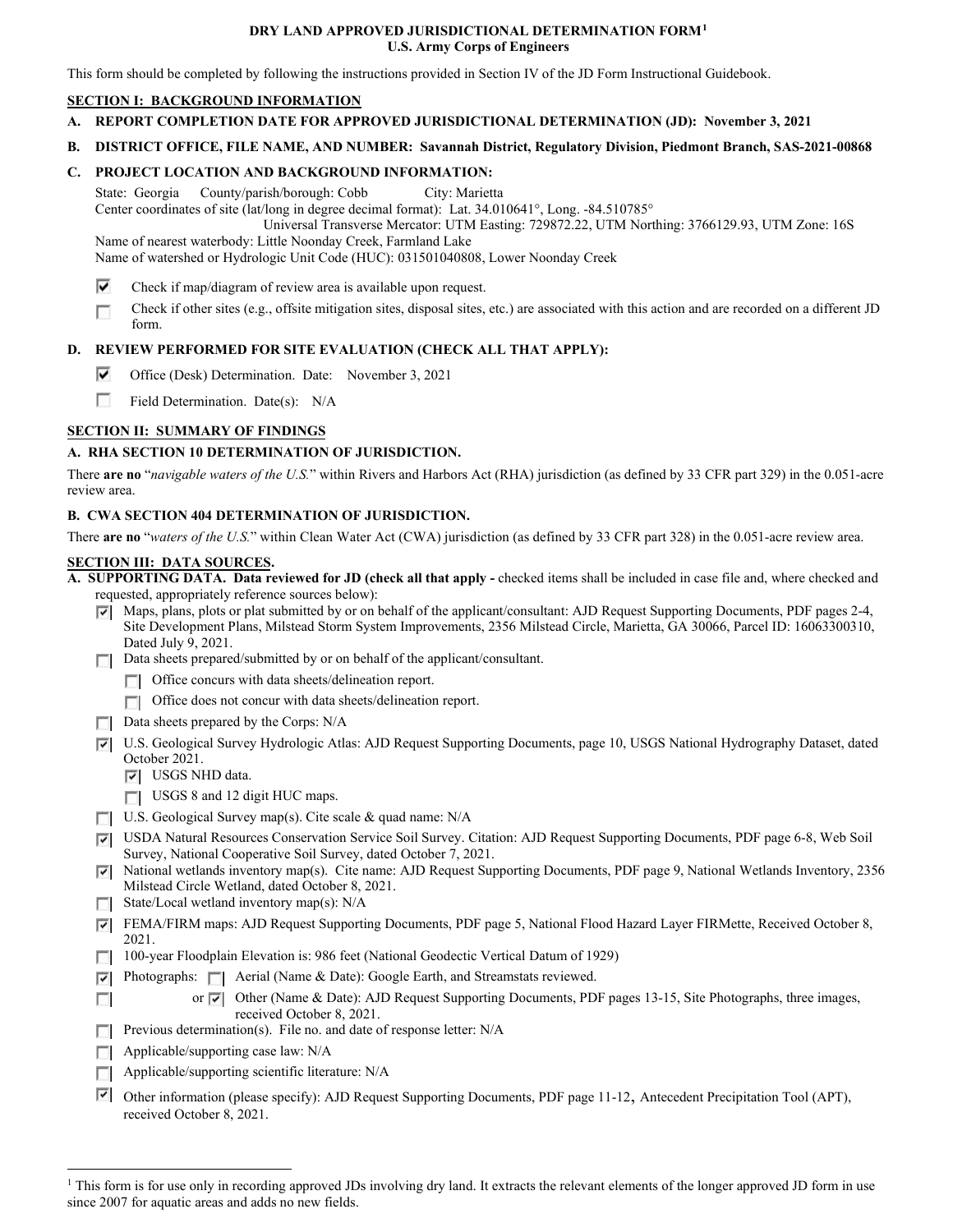# DRY LAND APPROVED JURISDICTIONAL DETERMINATION FORM[1]
## U.S. Army Corps of Engineers

This form should be completed by following the instructions provided in Section IV of the JD Form Instructional Guidebook.

## SECTION I: BACKGROUND INFORMATION

**A. REPORT COMPLETION DATE FOR APPROVED JURISDICTIONAL DETERMINATION (JD): November 3, 2021**

**B. DISTRICT OFFICE, FILE NAME, AND NUMBER: Savannah District, Regulatory Division, Piedmont Branch, SAS-2021-00868**

**C. PROJECT LOCATION AND BACKGROUND INFORMATION:**

State: Georgia County/parish/borough: Cobb City: Marietta
Center coordinates of site (lat/long in degree decimal format): Lat. 34.010641°, Long. -84.510785°
Universal Transverse Mercator: UTM Easting: 729872.22, UTM Northing: 3766129.93, UTM Zone: 16S
Name of nearest waterbody: Little Noonday Creek, Farmland Lake
Name of watershed or Hydrologic Unit Code (HUC): 031501040808, Lower Noonday Creek

- [x] Check if map/diagram of review area is available upon request.
- [ ] Check if other sites (e.g., offsite mitigation sites, disposal sites, etc.) are associated with this action and are recorded on a different JD form.

**D. REVIEW PERFORMED FOR SITE EVALUATION (CHECK ALL THAT APPLY):**

- [x] Office (Desk) Determination. Date: November 3, 2021
- [ ] Field Determination. Date(s): N/A

## SECTION II: SUMMARY OF FINDINGS

**A. RHA SECTION 10 DETERMINATION OF JURISDICTION.**

There **are no** "*navigable waters of the U.S.*" within Rivers and Harbors Act (RHA) jurisdiction (as defined by 33 CFR part 329) in the 0.051-acre review area.

**B. CWA SECTION 404 DETERMINATION OF JURISDICTION.**

There **are no** "*waters of the U.S.*" within Clean Water Act (CWA) jurisdiction (as defined by 33 CFR part 328) in the 0.051-acre review area.

## SECTION III: DATA SOURCES.

**A. SUPPORTING DATA. Data reviewed for JD (check all that apply -** checked items shall be included in case file and, where checked and requested, appropriately reference sources below):

- [x] Maps, plans, plots or plat submitted by or on behalf of the applicant/consultant: AJD Request Supporting Documents, PDF pages 2-4, Site Development Plans, Milstead Storm System Improvements, 2356 Milstead Circle, Marietta, GA 30066, Parcel ID: 16063300310, Dated July 9, 2021.
- [ ] Data sheets prepared/submitted by or on behalf of the applicant/consultant.
  - [ ] Office concurs with data sheets/delineation report.
  - [ ] Office does not concur with data sheets/delineation report.
- [ ] Data sheets prepared by the Corps: N/A
- [x] U.S. Geological Survey Hydrologic Atlas: AJD Request Supporting Documents, page 10, USGS National Hydrography Dataset, dated October 2021.
  - [x] USGS NHD data.
  - [ ] USGS 8 and 12 digit HUC maps.
- [ ] U.S. Geological Survey map(s). Cite scale & quad name: N/A
- [x] USDA Natural Resources Conservation Service Soil Survey. Citation: AJD Request Supporting Documents, PDF page 6-8, Web Soil Survey, National Cooperative Soil Survey, dated October 7, 2021.
- [x] National wetlands inventory map(s). Cite name: AJD Request Supporting Documents, PDF page 9, National Wetlands Inventory, 2356 Milstead Circle Wetland, dated October 8, 2021.
- [ ] State/Local wetland inventory map(s): N/A
- [x] FEMA/FIRM maps: AJD Request Supporting Documents, PDF page 5, National Flood Hazard Layer FIRMette, Received October 8, 2021.
- [ ] 100-year Floodplain Elevation is: 986 feet (National Geodectic Vertical Datum of 1929)
- [x] Photographs: [ ] Aerial (Name & Date): Google Earth, and Streamstats reviewed.
- [ ] or [x] Other (Name & Date): AJD Request Supporting Documents, PDF pages 13-15, Site Photographs, three images, received October 8, 2021.
- [ ] Previous determination(s). File no. and date of response letter: N/A
- [ ] Applicable/supporting case law: N/A
- [ ] Applicable/supporting scientific literature: N/A
- [x] Other information (please specify): AJD Request Supporting Documents, PDF page 11-12, Antecedent Precipitation Tool (APT), received October 8, 2021.

---

[1] This form is for use only in recording approved JDs involving dry land. It extracts the relevant elements of the longer approved JD form in use since 2007 for aquatic areas and adds no new fields.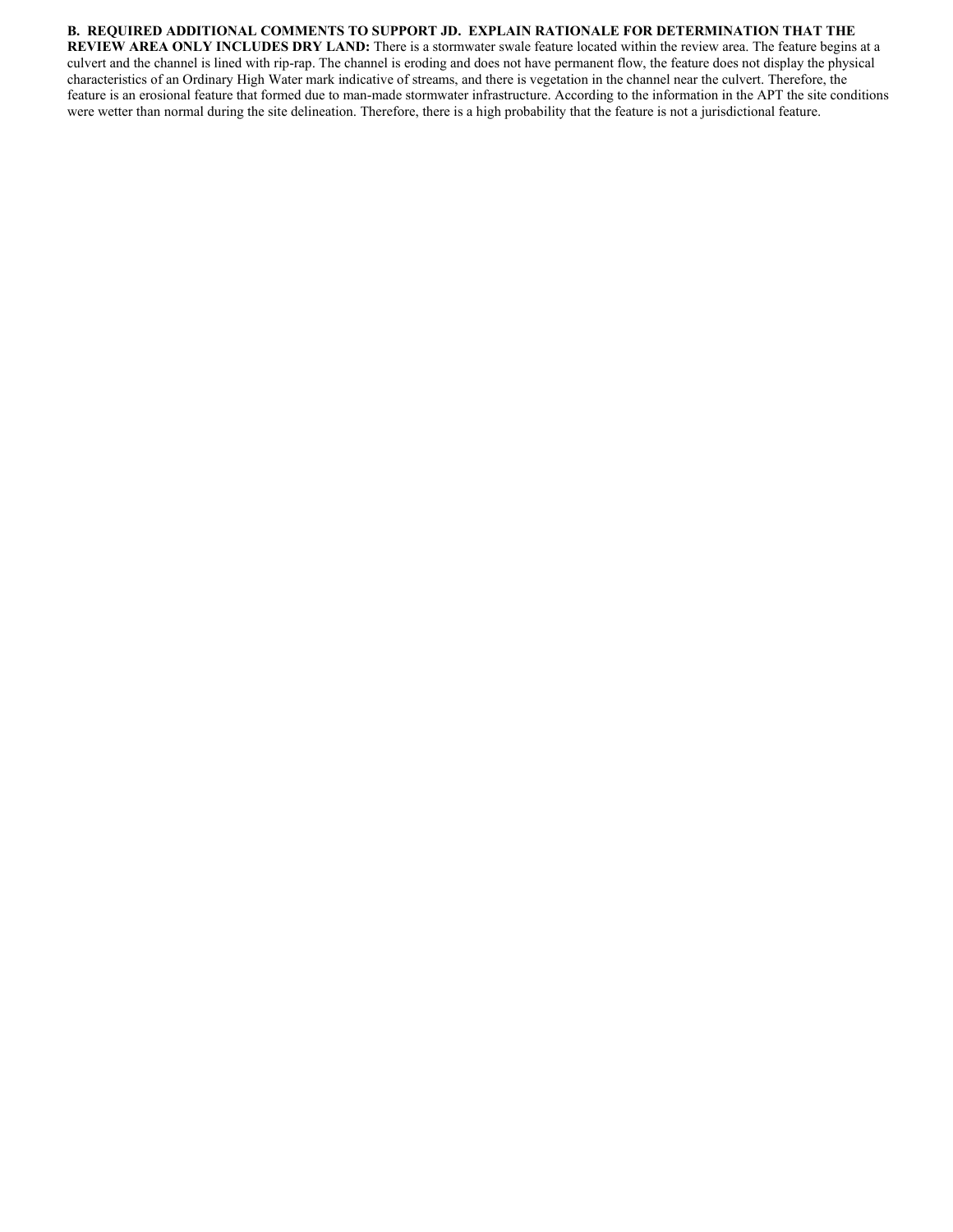**B. REQUIRED ADDITIONAL COMMENTS TO SUPPORT JD. EXPLAIN RATIONALE FOR DETERMINATION THAT THE REVIEW AREA ONLY INCLUDES DRY LAND:** There is a stormwater swale feature located within the review area. The feature begins at a culvert and the channel is lined with rip-rap. The channel is eroding and does not have permanent flow, the feature does not display the physical characteristics of an Ordinary High Water mark indicative of streams, and there is vegetation in the channel near the culvert. Therefore, the feature is an erosional feature that formed due to man-made stormwater infrastructure. According to the information in the APT the site conditions were wetter than normal during the site delineation. Therefore, there is a high probability that the feature is not a jurisdictional feature.